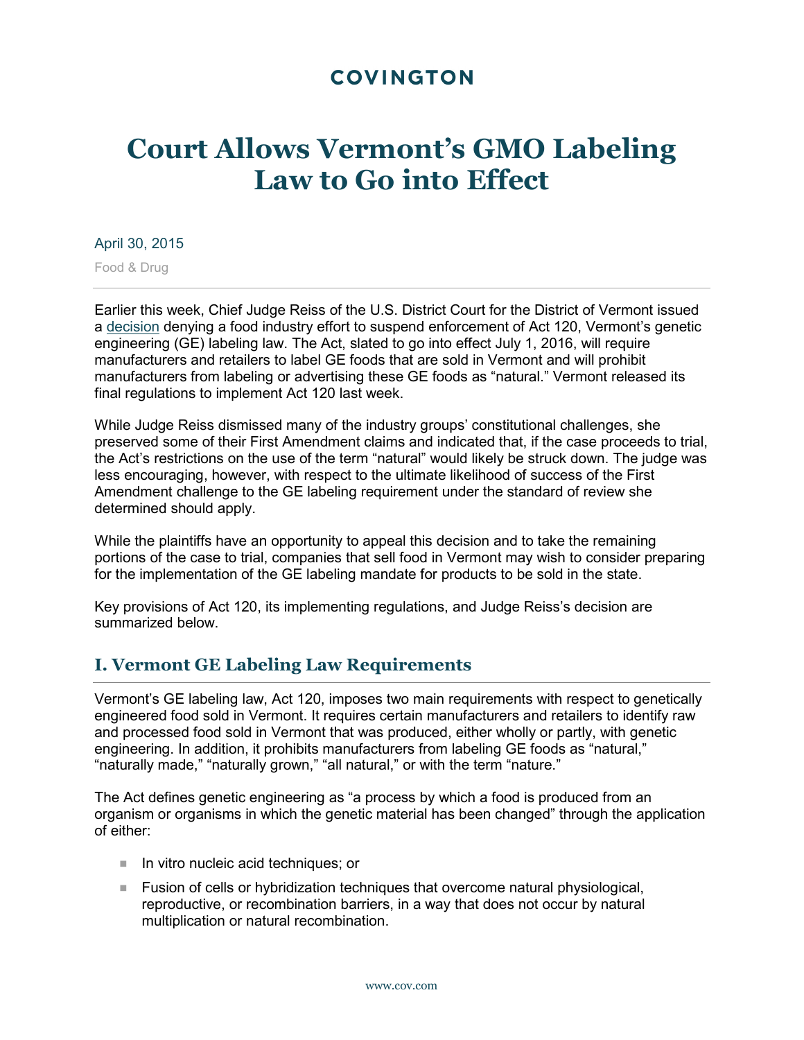COVINGTON

# Court Allows Vermont's GMO Labeling Law to Go into Effect

April 30, 2015

Food & Drug

Earlier this week, Chief Judge Reiss of the U.S. District Court for the District of Vermont issued a decision denying a food industry effort to suspend enforcement of Act 120, Vermont's genetic engineering (GE) labeling law. The Act, slated to go into effect July 1, 2016, will require manufacturers and retailers to label GE foods that are sold in Vermont and will prohibit manufacturers from labeling or advertising these GE foods as "natural." Vermont released its final regulations to implement Act 120 last week.

While Judge Reiss dismissed many of the industry groups' constitutional challenges, she preserved some of their First Amendment claims and indicated that, if the case proceeds to trial, the Act's restrictions on the use of the term "natural" would likely be struck down. The judge was less encouraging, however, with respect to the ultimate likelihood of success of the First Amendment challenge to the GE labeling requirement under the standard of review she determined should apply.

While the plaintiffs have an opportunity to appeal this decision and to take the remaining portions of the case to trial, companies that sell food in Vermont may wish to consider preparing for the implementation of the GE labeling mandate for products to be sold in the state.

Key provisions of Act 120, its implementing regulations, and Judge Reiss's decision are summarized below.

## I. Vermont GE Labeling Law Requirements

Vermont's GE labeling law, Act 120, imposes two main requirements with respect to genetically engineered food sold in Vermont. It requires certain manufacturers and retailers to identify raw and processed food sold in Vermont that was produced, either wholly or partly, with genetic engineering. In addition, it prohibits manufacturers from labeling GE foods as "natural," "naturally made," "naturally grown," "all natural," or with the term "nature."

The Act defines genetic engineering as "a process by which a food is produced from an organism or organisms in which the genetic material has been changed" through the application of either:

- In vitro nucleic acid techniques; or
- Fusion of cells or hybridization techniques that overcome natural physiological, reproductive, or recombination barriers, in a way that does not occur by natural multiplication or natural recombination.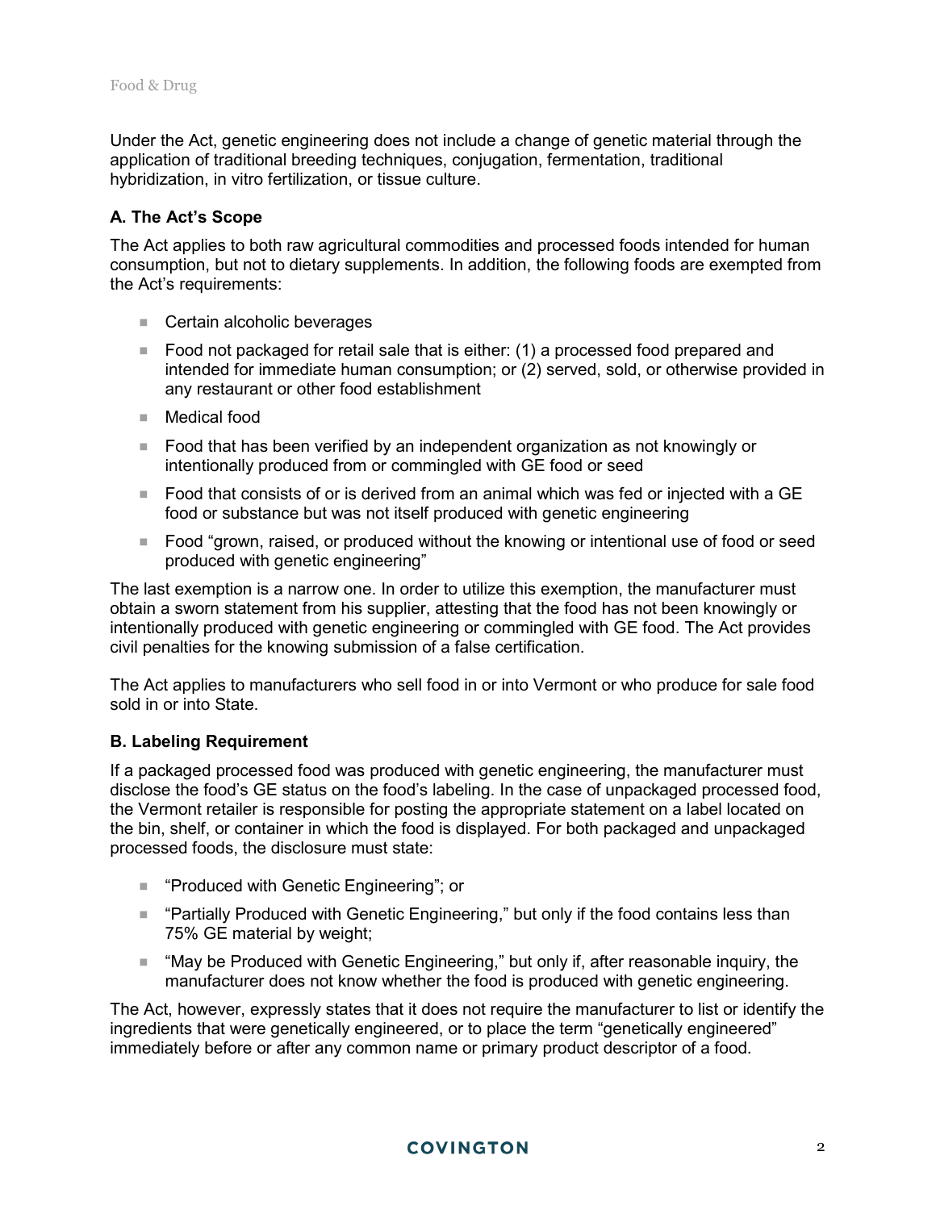Under the Act, genetic engineering does not include a change of genetic material through the application of traditional breeding techniques, conjugation, fermentation, traditional hybridization, in vitro fertilization, or tissue culture.

### A. The Act's Scope

The Act applies to both raw agricultural commodities and processed foods intended for human consumption, but not to dietary supplements. In addition, the following foods are exempted from the Act's requirements:

- Certain alcoholic beverages
- Food not packaged for retail sale that is either: (1) a processed food prepared and intended for immediate human consumption; or (2) served, sold, or otherwise provided in any restaurant or other food establishment
- Medical food
- Food that has been verified by an independent organization as not knowingly or intentionally produced from or commingled with GE food or seed
- Food that consists of or is derived from an animal which was fed or injected with a GE food or substance but was not itself produced with genetic engineering
- Food "grown, raised, or produced without the knowing or intentional use of food or seed produced with genetic engineering"

The last exemption is a narrow one. In order to utilize this exemption, the manufacturer must obtain a sworn statement from his supplier, attesting that the food has not been knowingly or intentionally produced with genetic engineering or commingled with GE food. The Act provides civil penalties for the knowing submission of a false certification.

The Act applies to manufacturers who sell food in or into Vermont or who produce for sale food sold in or into State.

### B. Labeling Requirement

If a packaged processed food was produced with genetic engineering, the manufacturer must disclose the food's GE status on the food's labeling. In the case of unpackaged processed food, the Vermont retailer is responsible for posting the appropriate statement on a label located on the bin, shelf, or container in which the food is displayed. For both packaged and unpackaged processed foods, the disclosure must state:

- "Produced with Genetic Engineering"; or
- "Partially Produced with Genetic Engineering," but only if the food contains less than 75% GE material by weight;
- "May be Produced with Genetic Engineering," but only if, after reasonable inquiry, the manufacturer does not know whether the food is produced with genetic engineering.

The Act, however, expressly states that it does not require the manufacturer to list or identify the ingredients that were genetically engineered, or to place the term "genetically engineered" immediately before or after any common name or primary product descriptor of a food.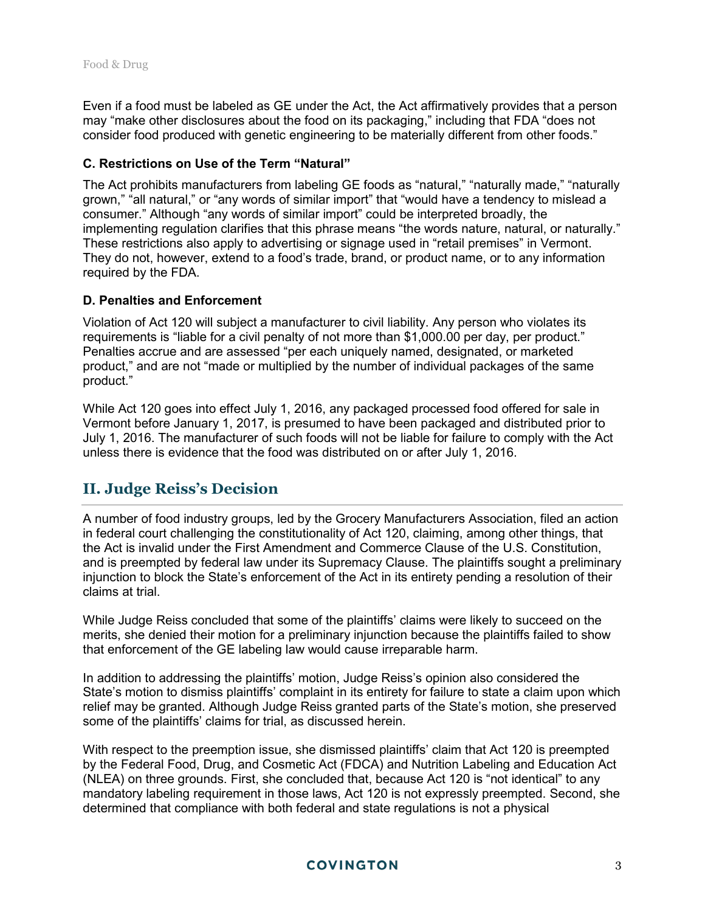Even if a food must be labeled as GE under the Act, the Act affirmatively provides that a person may "make other disclosures about the food on its packaging," including that FDA "does not consider food produced with genetic engineering to be materially different from other foods."

### C. Restrictions on Use of the Term "Natural"

The Act prohibits manufacturers from labeling GE foods as "natural," "naturally made," "naturally grown," "all natural," or "any words of similar import" that "would have a tendency to mislead a consumer." Although "any words of similar import" could be interpreted broadly, the implementing regulation clarifies that this phrase means "the words nature, natural, or naturally." These restrictions also apply to advertising or signage used in "retail premises" in Vermont. They do not, however, extend to a food's trade, brand, or product name, or to any information required by the FDA.

### D. Penalties and Enforcement

Violation of Act 120 will subject a manufacturer to civil liability. Any person who violates its requirements is "liable for a civil penalty of not more than $1,000.00 per day, per product." Penalties accrue and are assessed "per each uniquely named, designated, or marketed product," and are not "made or multiplied by the number of individual packages of the same product."

While Act 120 goes into effect July 1, 2016, any packaged processed food offered for sale in Vermont before January 1, 2017, is presumed to have been packaged and distributed prior to July 1, 2016. The manufacturer of such foods will not be liable for failure to comply with the Act unless there is evidence that the food was distributed on or after July 1, 2016.

## II. Judge Reiss's Decision

A number of food industry groups, led by the Grocery Manufacturers Association, filed an action in federal court challenging the constitutionality of Act 120, claiming, among other things, that the Act is invalid under the First Amendment and Commerce Clause of the U.S. Constitution, and is preempted by federal law under its Supremacy Clause. The plaintiffs sought a preliminary injunction to block the State's enforcement of the Act in its entirety pending a resolution of their claims at trial.

While Judge Reiss concluded that some of the plaintiffs' claims were likely to succeed on the merits, she denied their motion for a preliminary injunction because the plaintiffs failed to show that enforcement of the GE labeling law would cause irreparable harm.

In addition to addressing the plaintiffs' motion, Judge Reiss's opinion also considered the State's motion to dismiss plaintiffs' complaint in its entirety for failure to state a claim upon which relief may be granted. Although Judge Reiss granted parts of the State's motion, she preserved some of the plaintiffs' claims for trial, as discussed herein.

With respect to the preemption issue, she dismissed plaintiffs' claim that Act 120 is preempted by the Federal Food, Drug, and Cosmetic Act (FDCA) and Nutrition Labeling and Education Act (NLEA) on three grounds. First, she concluded that, because Act 120 is "not identical" to any mandatory labeling requirement in those laws, Act 120 is not expressly preempted. Second, she determined that compliance with both federal and state regulations is not a physical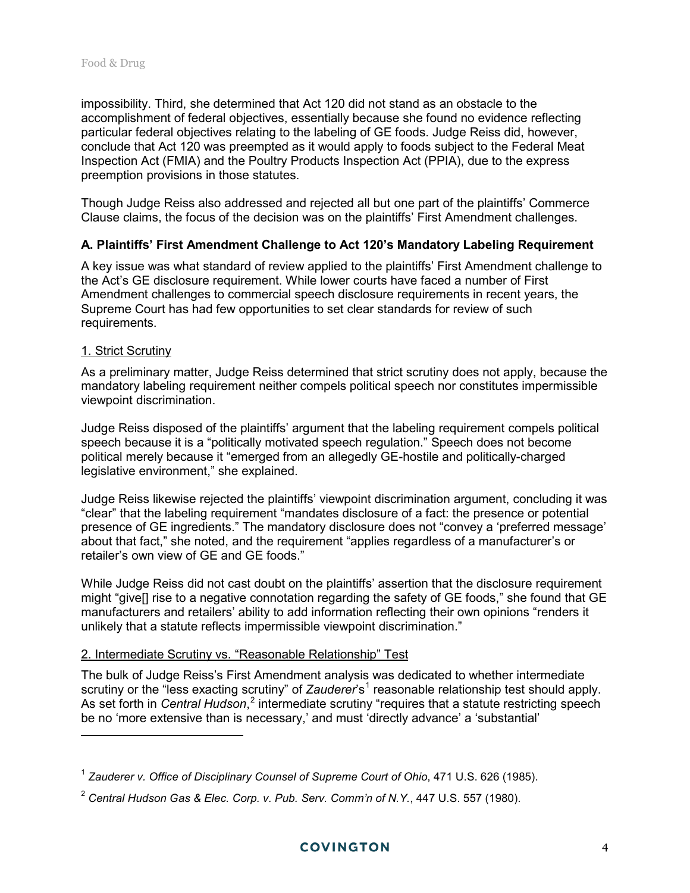impossibility. Third, she determined that Act 120 did not stand as an obstacle to the accomplishment of federal objectives, essentially because she found no evidence reflecting particular federal objectives relating to the labeling of GE foods. Judge Reiss did, however, conclude that Act 120 was preempted as it would apply to foods subject to the Federal Meat Inspection Act (FMIA) and the Poultry Products Inspection Act (PPIA), due to the express preemption provisions in those statutes.

Though Judge Reiss also addressed and rejected all but one part of the plaintiffs' Commerce Clause claims, the focus of the decision was on the plaintiffs' First Amendment challenges.

### A. Plaintiffs' First Amendment Challenge to Act 120's Mandatory Labeling Requirement

A key issue was what standard of review applied to the plaintiffs' First Amendment challenge to the Act's GE disclosure requirement. While lower courts have faced a number of First Amendment challenges to commercial speech disclosure requirements in recent years, the Supreme Court has had few opportunities to set clear standards for review of such requirements.

#### 1. Strict Scrutiny

As a preliminary matter, Judge Reiss determined that strict scrutiny does not apply, because the mandatory labeling requirement neither compels political speech nor constitutes impermissible viewpoint discrimination.

Judge Reiss disposed of the plaintiffs' argument that the labeling requirement compels political speech because it is a "politically motivated speech regulation." Speech does not become political merely because it "emerged from an allegedly GE-hostile and politically-charged legislative environment," she explained.

Judge Reiss likewise rejected the plaintiffs' viewpoint discrimination argument, concluding it was "clear" that the labeling requirement "mandates disclosure of a fact: the presence or potential presence of GE ingredients." The mandatory disclosure does not "convey a 'preferred message' about that fact," she noted, and the requirement "applies regardless of a manufacturer's or retailer's own view of GE and GE foods."

While Judge Reiss did not cast doubt on the plaintiffs' assertion that the disclosure requirement might "give[] rise to a negative connotation regarding the safety of GE foods," she found that GE manufacturers and retailers' ability to add information reflecting their own opinions "renders it unlikely that a statute reflects impermissible viewpoint discrimination."

#### 2. Intermediate Scrutiny vs. "Reasonable Relationship" Test

The bulk of Judge Reiss's First Amendment analysis was dedicated to whether intermediate scrutiny or the "less exacting scrutiny" of *Zauderer*'s[1] reasonable relationship test should apply. As set forth in *Central Hudson*,[2] intermediate scrutiny "requires that a statute restricting speech be no 'more extensive than is necessary,' and must 'directly advance' a 'substantial'

---

[1] *Zauderer v. Office of Disciplinary Counsel of Supreme Court of Ohio*, 471 U.S. 626 (1985).

[2] *Central Hudson Gas & Elec. Corp. v. Pub. Serv. Comm'n of N.Y.*, 447 U.S. 557 (1980).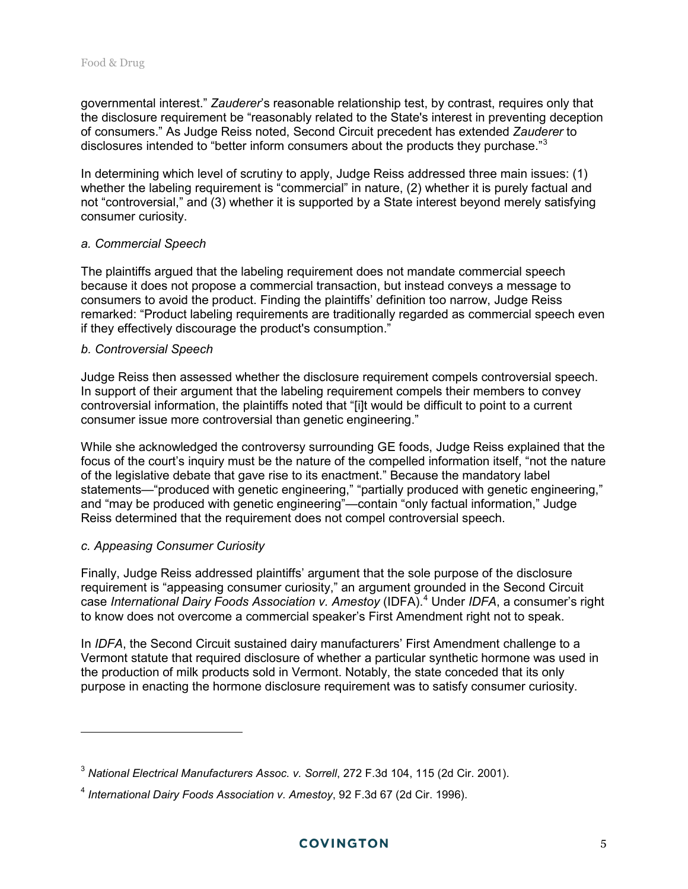governmental interest." *Zauderer*'s reasonable relationship test, by contrast, requires only that the disclosure requirement be "reasonably related to the State's interest in preventing deception of consumers." As Judge Reiss noted, Second Circuit precedent has extended *Zauderer* to disclosures intended to "better inform consumers about the products they purchase."[3]

In determining which level of scrutiny to apply, Judge Reiss addressed three main issues: (1) whether the labeling requirement is "commercial" in nature, (2) whether it is purely factual and not "controversial," and (3) whether it is supported by a State interest beyond merely satisfying consumer curiosity.

*a. Commercial Speech*

The plaintiffs argued that the labeling requirement does not mandate commercial speech because it does not propose a commercial transaction, but instead conveys a message to consumers to avoid the product. Finding the plaintiffs' definition too narrow, Judge Reiss remarked: "Product labeling requirements are traditionally regarded as commercial speech even if they effectively discourage the product's consumption."

*b. Controversial Speech*

Judge Reiss then assessed whether the disclosure requirement compels controversial speech. In support of their argument that the labeling requirement compels their members to convey controversial information, the plaintiffs noted that "[i]t would be difficult to point to a current consumer issue more controversial than genetic engineering."

While she acknowledged the controversy surrounding GE foods, Judge Reiss explained that the focus of the court's inquiry must be the nature of the compelled information itself, "not the nature of the legislative debate that gave rise to its enactment." Because the mandatory label statements—"produced with genetic engineering," "partially produced with genetic engineering," and "may be produced with genetic engineering"—contain "only factual information," Judge Reiss determined that the requirement does not compel controversial speech.

*c. Appeasing Consumer Curiosity*

Finally, Judge Reiss addressed plaintiffs' argument that the sole purpose of the disclosure requirement is "appeasing consumer curiosity," an argument grounded in the Second Circuit case *International Dairy Foods Association v. Amestoy* (IDFA).[4] Under *IDFA*, a consumer's right to know does not overcome a commercial speaker's First Amendment right not to speak.

In *IDFA*, the Second Circuit sustained dairy manufacturers' First Amendment challenge to a Vermont statute that required disclosure of whether a particular synthetic hormone was used in the production of milk products sold in Vermont. Notably, the state conceded that its only purpose in enacting the hormone disclosure requirement was to satisfy consumer curiosity.

---

[3] *National Electrical Manufacturers Assoc. v. Sorrell*, 272 F.3d 104, 115 (2d Cir. 2001).

[4] *International Dairy Foods Association v. Amestoy*, 92 F.3d 67 (2d Cir. 1996).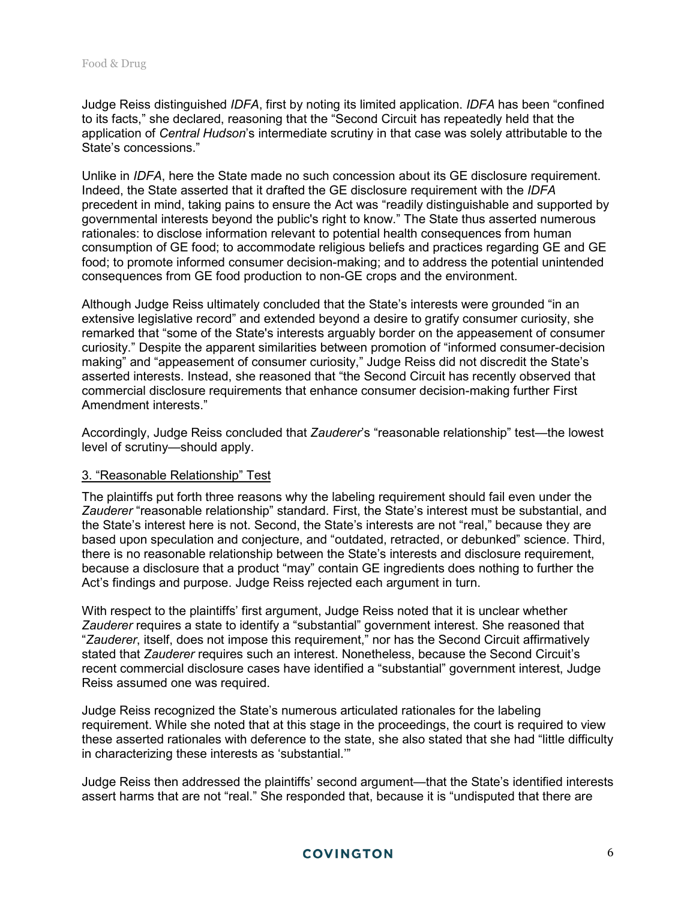Judge Reiss distinguished *IDFA*, first by noting its limited application. *IDFA* has been "confined to its facts," she declared, reasoning that the "Second Circuit has repeatedly held that the application of *Central Hudson*'s intermediate scrutiny in that case was solely attributable to the State's concessions."

Unlike in *IDFA*, here the State made no such concession about its GE disclosure requirement. Indeed, the State asserted that it drafted the GE disclosure requirement with the *IDFA* precedent in mind, taking pains to ensure the Act was "readily distinguishable and supported by governmental interests beyond the public's right to know." The State thus asserted numerous rationales: to disclose information relevant to potential health consequences from human consumption of GE food; to accommodate religious beliefs and practices regarding GE and GE food; to promote informed consumer decision-making; and to address the potential unintended consequences from GE food production to non-GE crops and the environment.

Although Judge Reiss ultimately concluded that the State's interests were grounded "in an extensive legislative record" and extended beyond a desire to gratify consumer curiosity, she remarked that "some of the State's interests arguably border on the appeasement of consumer curiosity." Despite the apparent similarities between promotion of "informed consumer-decision making" and "appeasement of consumer curiosity," Judge Reiss did not discredit the State's asserted interests. Instead, she reasoned that "the Second Circuit has recently observed that commercial disclosure requirements that enhance consumer decision-making further First Amendment interests."

Accordingly, Judge Reiss concluded that *Zauderer*'s "reasonable relationship" test—the lowest level of scrutiny—should apply.

### 3. "Reasonable Relationship" Test

The plaintiffs put forth three reasons why the labeling requirement should fail even under the *Zauderer* "reasonable relationship" standard. First, the State's interest must be substantial, and the State's interest here is not. Second, the State's interests are not "real," because they are based upon speculation and conjecture, and "outdated, retracted, or debunked" science. Third, there is no reasonable relationship between the State's interests and disclosure requirement, because a disclosure that a product "may" contain GE ingredients does nothing to further the Act's findings and purpose. Judge Reiss rejected each argument in turn.

With respect to the plaintiffs' first argument, Judge Reiss noted that it is unclear whether *Zauderer* requires a state to identify a "substantial" government interest. She reasoned that "*Zauderer*, itself, does not impose this requirement," nor has the Second Circuit affirmatively stated that *Zauderer* requires such an interest. Nonetheless, because the Second Circuit's recent commercial disclosure cases have identified a "substantial" government interest, Judge Reiss assumed one was required.

Judge Reiss recognized the State's numerous articulated rationales for the labeling requirement. While she noted that at this stage in the proceedings, the court is required to view these asserted rationales with deference to the state, she also stated that she had "little difficulty in characterizing these interests as 'substantial.'"

Judge Reiss then addressed the plaintiffs' second argument—that the State's identified interests assert harms that are not "real." She responded that, because it is "undisputed that there are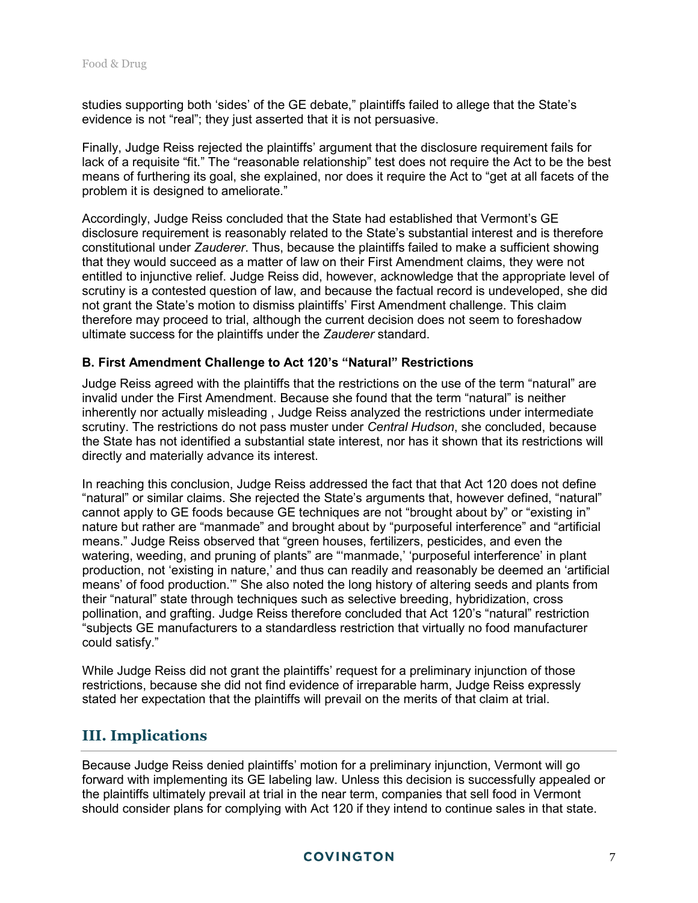studies supporting both 'sides' of the GE debate," plaintiffs failed to allege that the State's evidence is not "real"; they just asserted that it is not persuasive.

Finally, Judge Reiss rejected the plaintiffs' argument that the disclosure requirement fails for lack of a requisite "fit." The "reasonable relationship" test does not require the Act to be the best means of furthering its goal, she explained, nor does it require the Act to "get at all facets of the problem it is designed to ameliorate."

Accordingly, Judge Reiss concluded that the State had established that Vermont's GE disclosure requirement is reasonably related to the State's substantial interest and is therefore constitutional under *Zauderer*. Thus, because the plaintiffs failed to make a sufficient showing that they would succeed as a matter of law on their First Amendment claims, they were not entitled to injunctive relief. Judge Reiss did, however, acknowledge that the appropriate level of scrutiny is a contested question of law, and because the factual record is undeveloped, she did not grant the State's motion to dismiss plaintiffs' First Amendment challenge. This claim therefore may proceed to trial, although the current decision does not seem to foreshadow ultimate success for the plaintiffs under the *Zauderer* standard.

### B. First Amendment Challenge to Act 120's "Natural" Restrictions

Judge Reiss agreed with the plaintiffs that the restrictions on the use of the term "natural" are invalid under the First Amendment. Because she found that the term "natural" is neither inherently nor actually misleading , Judge Reiss analyzed the restrictions under intermediate scrutiny. The restrictions do not pass muster under *Central Hudson*, she concluded, because the State has not identified a substantial state interest, nor has it shown that its restrictions will directly and materially advance its interest.

In reaching this conclusion, Judge Reiss addressed the fact that that Act 120 does not define "natural" or similar claims. She rejected the State's arguments that, however defined, "natural" cannot apply to GE foods because GE techniques are not "brought about by" or "existing in" nature but rather are "manmade" and brought about by "purposeful interference" and "artificial means." Judge Reiss observed that "green houses, fertilizers, pesticides, and even the watering, weeding, and pruning of plants" are "'manmade,' 'purposeful interference' in plant production, not 'existing in nature,' and thus can readily and reasonably be deemed an 'artificial means' of food production.'" She also noted the long history of altering seeds and plants from their "natural" state through techniques such as selective breeding, hybridization, cross pollination, and grafting. Judge Reiss therefore concluded that Act 120's "natural" restriction "subjects GE manufacturers to a standardless restriction that virtually no food manufacturer could satisfy."

While Judge Reiss did not grant the plaintiffs' request for a preliminary injunction of those restrictions, because she did not find evidence of irreparable harm, Judge Reiss expressly stated her expectation that the plaintiffs will prevail on the merits of that claim at trial.

## III. Implications

Because Judge Reiss denied plaintiffs' motion for a preliminary injunction, Vermont will go forward with implementing its GE labeling law. Unless this decision is successfully appealed or the plaintiffs ultimately prevail at trial in the near term, companies that sell food in Vermont should consider plans for complying with Act 120 if they intend to continue sales in that state.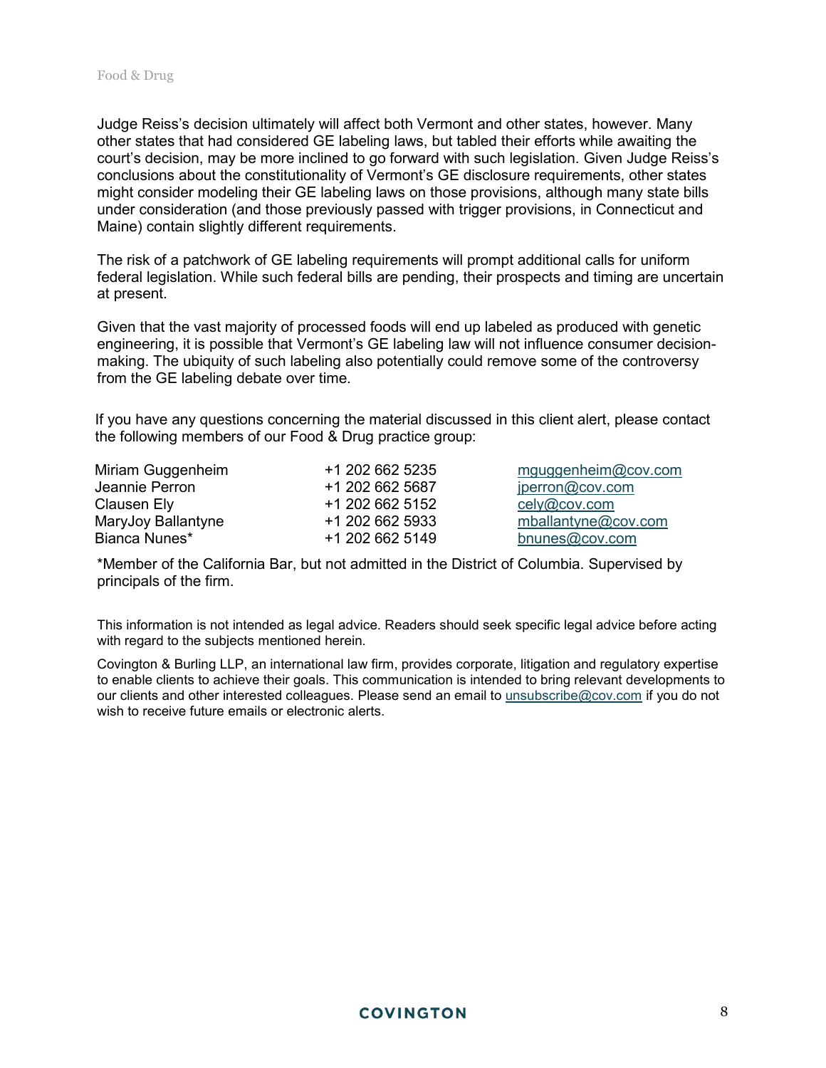Judge Reiss's decision ultimately will affect both Vermont and other states, however. Many other states that had considered GE labeling laws, but tabled their efforts while awaiting the court's decision, may be more inclined to go forward with such legislation. Given Judge Reiss's conclusions about the constitutionality of Vermont's GE disclosure requirements, other states might consider modeling their GE labeling laws on those provisions, although many state bills under consideration (and those previously passed with trigger provisions, in Connecticut and Maine) contain slightly different requirements.

The risk of a patchwork of GE labeling requirements will prompt additional calls for uniform federal legislation. While such federal bills are pending, their prospects and timing are uncertain at present.

Given that the vast majority of processed foods will end up labeled as produced with genetic engineering, it is possible that Vermont's GE labeling law will not influence consumer decision-making. The ubiquity of such labeling also potentially could remove some of the controversy from the GE labeling debate over time.

If you have any questions concerning the material discussed in this client alert, please contact the following members of our Food & Drug practice group:

| | | |
|---|---|---|
| Miriam Guggenheim | +1 202 662 5235 | mguggenheim@cov.com |
| Jeannie Perron | +1 202 662 5687 | jperron@cov.com |
| Clausen Ely | +1 202 662 5152 | cely@cov.com |
| MaryJoy Ballantyne | +1 202 662 5933 | mballantyne@cov.com |
| Bianca Nunes* | +1 202 662 5149 | bnunes@cov.com |

*Member of the California Bar, but not admitted in the District of Columbia. Supervised by principals of the firm.

This information is not intended as legal advice. Readers should seek specific legal advice before acting with regard to the subjects mentioned herein.

Covington & Burling LLP, an international law firm, provides corporate, litigation and regulatory expertise to enable clients to achieve their goals. This communication is intended to bring relevant developments to our clients and other interested colleagues. Please send an email to unsubscribe@cov.com if you do not wish to receive future emails or electronic alerts.